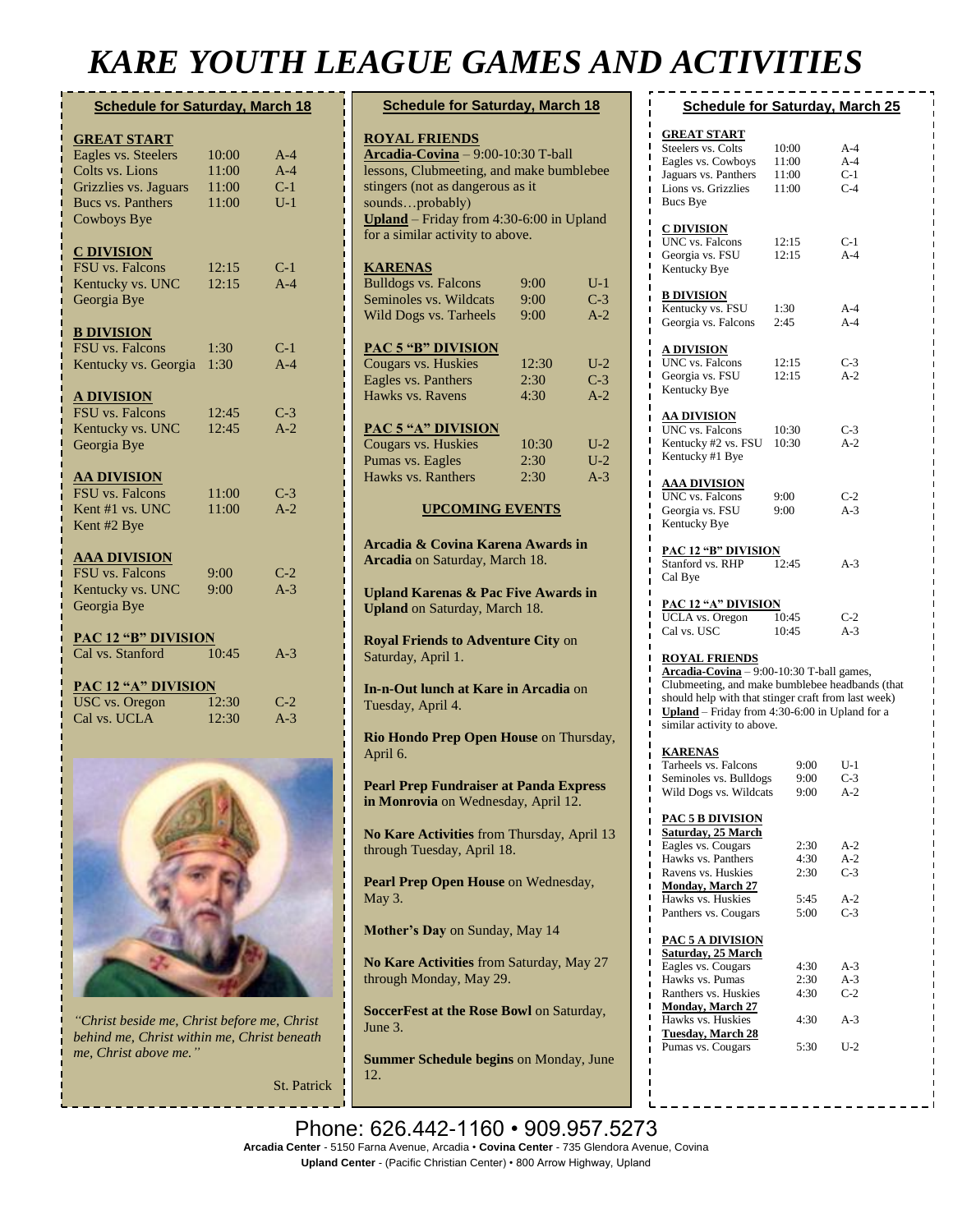# KARE YOUTH LEAGUE GAMES AND ACTIVITIES

## Schedule for Saturday, March 18

**GREAT START**

| Game | Time | Field |
|---|---|---|
| Eagles vs. Steelers | 10:00 | A-4 |
| Colts vs. Lions | 11:00 | A-4 |
| Grizzlies vs. Jaguars | 11:00 | C-1 |
| Bucs vs. Panthers | 11:00 | U-1 |
| Cowboys Bye | | |

**C DIVISION**

| Game | Time | Field |
|---|---|---|
| FSU vs. Falcons | 12:15 | C-1 |
| Kentucky vs. UNC | 12:15 | A-4 |
| Georgia Bye | | |

**B DIVISION**

| Game | Time | Field |
|---|---|---|
| FSU vs. Falcons | 1:30 | C-1 |
| Kentucky vs. Georgia | 1:30 | A-4 |

**A DIVISION**

| Game | Time | Field |
|---|---|---|
| FSU vs. Falcons | 12:45 | C-3 |
| Kentucky vs. UNC | 12:45 | A-2 |
| Georgia Bye | | |

**AA DIVISION**

| Game | Time | Field |
|---|---|---|
| FSU vs. Falcons | 11:00 | C-3 |
| Kent #1 vs. UNC | 11:00 | A-2 |
| Kent #2 Bye | | |

**AAA DIVISION**

| Game | Time | Field |
|---|---|---|
| FSU vs. Falcons | 9:00 | C-2 |
| Kentucky vs. UNC | 9:00 | A-3 |
| Georgia Bye | | |

**PAC 12 "B" DIVISION**

| Game | Time | Field |
|---|---|---|
| Cal vs. Stanford | 10:45 | A-3 |

**PAC 12 "A" DIVISION**

| Game | Time | Field |
|---|---|---|
| USC vs. Oregon | 12:30 | C-2 |
| Cal vs. UCLA | 12:30 | A-3 |

*"Christ beside me, Christ before me, Christ behind me, Christ within me, Christ beneath me, Christ above me."*

St. Patrick

## Schedule for Saturday, March 18

**ROYAL FRIENDS**

**Arcadia-Covina** – 9:00-10:30 T-ball lessons, Clubmeeting, and make bumblebee stingers (not as dangerous as it sounds…probably)

**Upland** – Friday from 4:30-6:00 in Upland for a similar activity to above.

**KARENAS**

| Game | Time | Field |
|---|---|---|
| Bulldogs vs. Falcons | 9:00 | U-1 |
| Seminoles vs. Wildcats | 9:00 | C-3 |
| Wild Dogs vs. Tarheels | 9:00 | A-2 |

**PAC 5 "B" DIVISION**

| Game | Time | Field |
|---|---|---|
| Cougars vs. Huskies | 12:30 | U-2 |
| Eagles vs. Panthers | 2:30 | C-3 |
| Hawks vs. Ravens | 4:30 | A-2 |

**PAC 5 "A" DIVISION**

| Game | Time | Field |
|---|---|---|
| Cougars vs. Huskies | 10:30 | U-2 |
| Pumas vs. Eagles | 2:30 | U-2 |
| Hawks vs. Ranthers | 2:30 | A-3 |

### UPCOMING EVENTS

**Arcadia & Covina Karena Awards in Arcadia** on Saturday, March 18.

**Upland Karenas & Pac Five Awards in Upland** on Saturday, March 18.

**Royal Friends to Adventure City** on Saturday, April 1.

**In-n-Out lunch at Kare in Arcadia** on Tuesday, April 4.

**Rio Hondo Prep Open House** on Thursday, April 6.

**Pearl Prep Fundraiser at Panda Express in Monrovia** on Wednesday, April 12.

**No Kare Activities** from Thursday, April 13 through Tuesday, April 18.

**Pearl Prep Open House** on Wednesday, May 3.

**Mother's Day** on Sunday, May 14

**No Kare Activities** from Saturday, May 27 through Monday, May 29.

**SoccerFest at the Rose Bowl** on Saturday, June 3.

**Summer Schedule begins** on Monday, June 12.

## Schedule for Saturday, March 25

**GREAT START**

| Game | Time | Field |
|---|---|---|
| Steelers vs. Colts | 10:00 | A-4 |
| Eagles vs. Cowboys | 11:00 | A-4 |
| Jaguars vs. Panthers | 11:00 | C-1 |
| Lions vs. Grizzlies | 11:00 | C-4 |
| Bucs Bye | | |

**C DIVISION**

| Game | Time | Field |
|---|---|---|
| UNC vs. Falcons | 12:15 | C-1 |
| Georgia vs. FSU | 12:15 | A-4 |
| Kentucky Bye | | |

**B DIVISION**

| Game | Time | Field |
|---|---|---|
| Kentucky vs. FSU | 1:30 | A-4 |
| Georgia vs. Falcons | 2:45 | A-4 |

**A DIVISION**

| Game | Time | Field |
|---|---|---|
| UNC vs. Falcons | 12:15 | C-3 |
| Georgia vs. FSU | 12:15 | A-2 |
| Kentucky Bye | | |

**AA DIVISION**

| Game | Time | Field |
|---|---|---|
| UNC vs. Falcons | 10:30 | C-3 |
| Kentucky #2 vs. FSU | 10:30 | A-2 |
| Kentucky #1 Bye | | |

**AAA DIVISION**

| Game | Time | Field |
|---|---|---|
| UNC vs. Falcons | 9:00 | C-2 |
| Georgia vs. FSU | 9:00 | A-3 |
| Kentucky Bye | | |

**PAC 12 "B" DIVISION**

| Game | Time | Field |
|---|---|---|
| Stanford vs. RHP | 12:45 | A-3 |
| Cal Bye | | |

**PAC 12 "A" DIVISION**

| Game | Time | Field |
|---|---|---|
| UCLA vs. Oregon | 10:45 | C-2 |
| Cal vs. USC | 10:45 | A-3 |

**ROYAL FRIENDS**

**Arcadia-Covina** – 9:00-10:30 T-ball games, Clubmeeting, and make bumblebee headbands (that should help with that stinger craft from last week)

**Upland** – Friday from 4:30-6:00 in Upland for a similar activity to above.

**KARENAS**

| Game | Time | Field |
|---|---|---|
| Tarheels vs. Falcons | 9:00 | U-1 |
| Seminoles vs. Bulldogs | 9:00 | C-3 |
| Wild Dogs vs. Wildcats | 9:00 | A-2 |

**PAC 5 B DIVISION**

| Game | Time | Field |
|---|---|---|
| **Saturday, 25 March** | | |
| Eagles vs. Cougars | 2:30 | A-2 |
| Hawks vs. Panthers | 4:30 | A-2 |
| Ravens vs. Huskies | 2:30 | C-3 |
| **Monday, March 27** | | |
| Hawks vs. Huskies | 5:45 | A-2 |
| Panthers vs. Cougars | 5:00 | C-3 |

**PAC 5 A DIVISION**

| Game | Time | Field |
|---|---|---|
| **Saturday, 25 March** | | |
| Eagles vs. Cougars | 4:30 | A-3 |
| Hawks vs. Pumas | 2:30 | A-3 |
| Ranthers vs. Huskies | 4:30 | C-2 |
| **Monday, March 27** | | |
| Hawks vs. Huskies | 4:30 | A-3 |
| **Tuesday, March 28** | | |
| Pumas vs. Cougars | 5:30 | U-2 |

Phone: 626.442-1160 • 909.957.5273

**Arcadia Center** - 5150 Farna Avenue, Arcadia • **Covina Center** - 735 Glendora Avenue, Covina

**Upland Center** - (Pacific Christian Center) • 800 Arrow Highway, Upland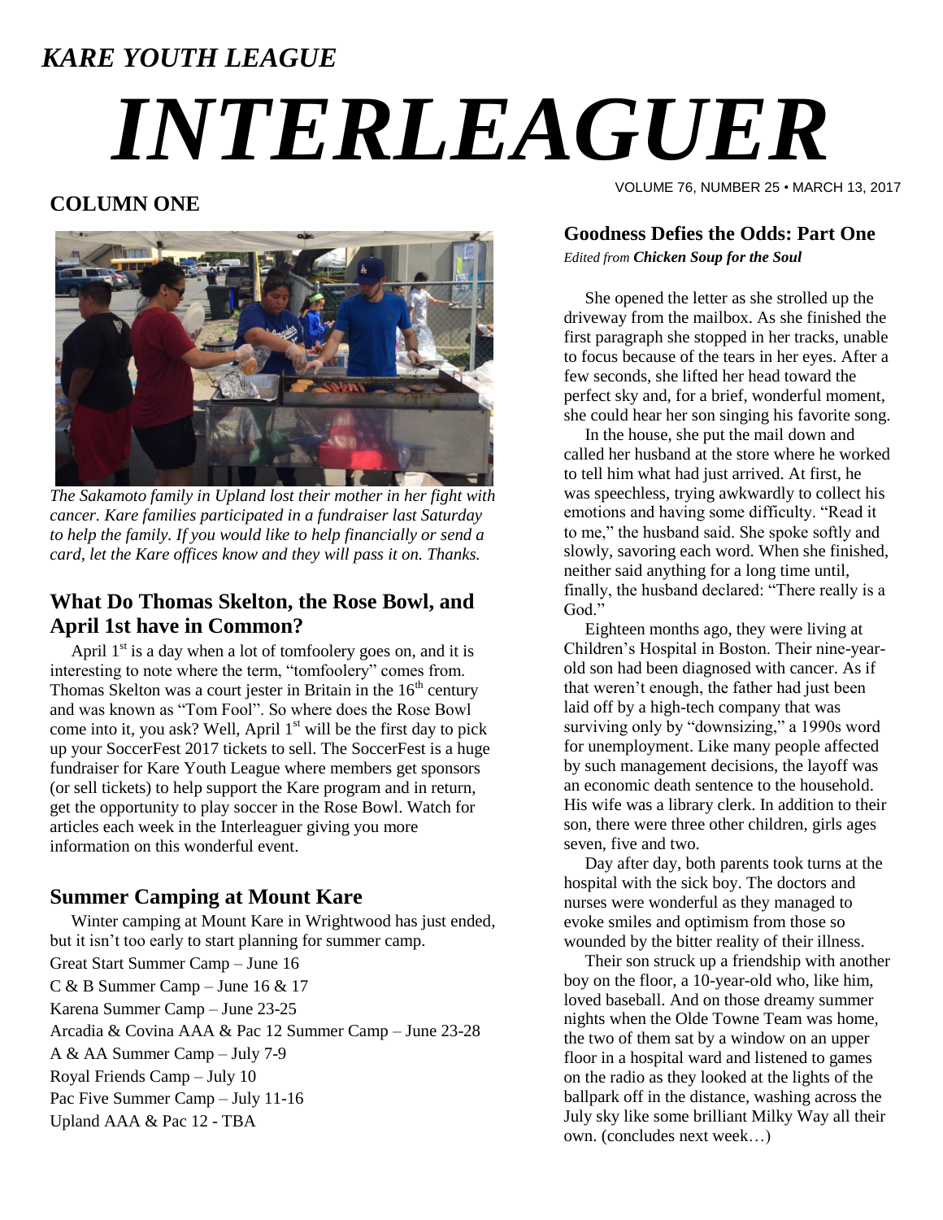*KARE YOUTH LEAGUE*

# *INTERLEAGUER*

VOLUME 76, NUMBER 25 • MARCH 13, 2017

## COLUMN ONE

*The Sakamoto family in Upland lost their mother in her fight with cancer. Kare families participated in a fundraiser last Saturday to help the family. If you would like to help financially or send a card, let the Kare offices know and they will pass it on. Thanks.*

### What Do Thomas Skelton, the Rose Bowl, and April 1st have in Common?

April 1st is a day when a lot of tomfoolery goes on, and it is interesting to note where the term, "tomfoolery" comes from. Thomas Skelton was a court jester in Britain in the 16th century and was known as "Tom Fool". So where does the Rose Bowl come into it, you ask? Well, April 1st will be the first day to pick up your SoccerFest 2017 tickets to sell. The SoccerFest is a huge fundraiser for Kare Youth League where members get sponsors (or sell tickets) to help support the Kare program and in return, get the opportunity to play soccer in the Rose Bowl. Watch for articles each week in the Interleaguer giving you more information on this wonderful event.

### Summer Camping at Mount Kare

Winter camping at Mount Kare in Wrightwood has just ended, but it isn't too early to start planning for summer camp.

Great Start Summer Camp – June 16
C & B Summer Camp – June 16 & 17
Karena Summer Camp – June 23-25
Arcadia & Covina AAA & Pac 12 Summer Camp – June 23-28
A & AA Summer Camp – July 7-9
Royal Friends Camp – July 10
Pac Five Summer Camp – July 11-16
Upland AAA & Pac 12 - TBA

### Goodness Defies the Odds: Part One

*Edited from* ***Chicken Soup for the Soul***

She opened the letter as she strolled up the driveway from the mailbox. As she finished the first paragraph she stopped in her tracks, unable to focus because of the tears in her eyes. After a few seconds, she lifted her head toward the perfect sky and, for a brief, wonderful moment, she could hear her son singing his favorite song.

In the house, she put the mail down and called her husband at the store where he worked to tell him what had just arrived. At first, he was speechless, trying awkwardly to collect his emotions and having some difficulty. "Read it to me," the husband said. She spoke softly and slowly, savoring each word. When she finished, neither said anything for a long time until, finally, the husband declared: "There really is a God."

Eighteen months ago, they were living at Children's Hospital in Boston. Their nine-year-old son had been diagnosed with cancer. As if that weren't enough, the father had just been laid off by a high-tech company that was surviving only by "downsizing," a 1990s word for unemployment. Like many people affected by such management decisions, the layoff was an economic death sentence to the household. His wife was a library clerk. In addition to their son, there were three other children, girls ages seven, five and two.

Day after day, both parents took turns at the hospital with the sick boy. The doctors and nurses were wonderful as they managed to evoke smiles and optimism from those so wounded by the bitter reality of their illness.

Their son struck up a friendship with another boy on the floor, a 10-year-old who, like him, loved baseball. And on those dreamy summer nights when the Olde Towne Team was home, the two of them sat by a window on an upper floor in a hospital ward and listened to games on the radio as they looked at the lights of the ballpark off in the distance, washing across the July sky like some brilliant Milky Way all their own. (concludes next week…)